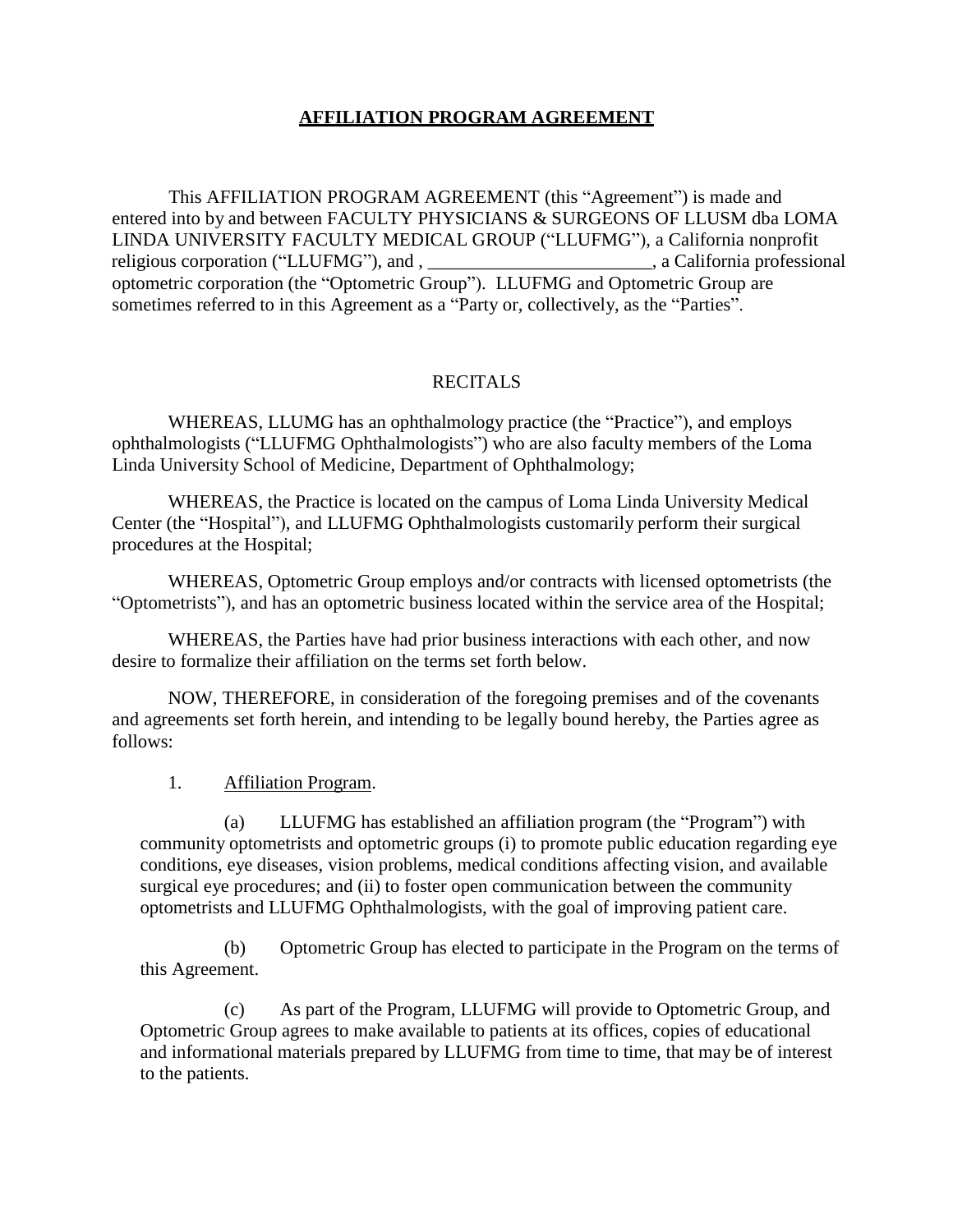**AFFILIATION PROGRAM AGREEMENT**

This AFFILIATION PROGRAM AGREEMENT (this "Agreement") is made and entered into by and between FACULTY PHYSICIANS & SURGEONS OF LLUSM dba LOMA LINDA UNIVERSITY FACULTY MEDICAL GROUP ("LLUFMG"), a California nonprofit religious corporation ("LLUFMG"), and , ________________________, a California professional optometric corporation (the "Optometric Group"). LLUFMG and Optometric Group are sometimes referred to in this Agreement as a "Party or, collectively, as the "Parties".

RECITALS

WHEREAS, LLUMG has an ophthalmology practice (the "Practice"), and employs ophthalmologists ("LLUFMG Ophthalmologists") who are also faculty members of the Loma Linda University School of Medicine, Department of Ophthalmology;

WHEREAS, the Practice is located on the campus of Loma Linda University Medical Center (the "Hospital"), and LLUFMG Ophthalmologists customarily perform their surgical procedures at the Hospital;

WHEREAS, Optometric Group employs and/or contracts with licensed optometrists (the "Optometrists"), and has an optometric business located within the service area of the Hospital;

WHEREAS, the Parties have had prior business interactions with each other, and now desire to formalize their affiliation on the terms set forth below.

NOW, THEREFORE, in consideration of the foregoing premises and of the covenants and agreements set forth herein, and intending to be legally bound hereby, the Parties agree as follows:

1. Affiliation Program.

(a) LLUFMG has established an affiliation program (the "Program") with community optometrists and optometric groups (i) to promote public education regarding eye conditions, eye diseases, vision problems, medical conditions affecting vision, and available surgical eye procedures; and (ii) to foster open communication between the community optometrists and LLUFMG Ophthalmologists, with the goal of improving patient care.

(b) Optometric Group has elected to participate in the Program on the terms of this Agreement.

(c) As part of the Program, LLUFMG will provide to Optometric Group, and Optometric Group agrees to make available to patients at its offices, copies of educational and informational materials prepared by LLUFMG from time to time, that may be of interest to the patients.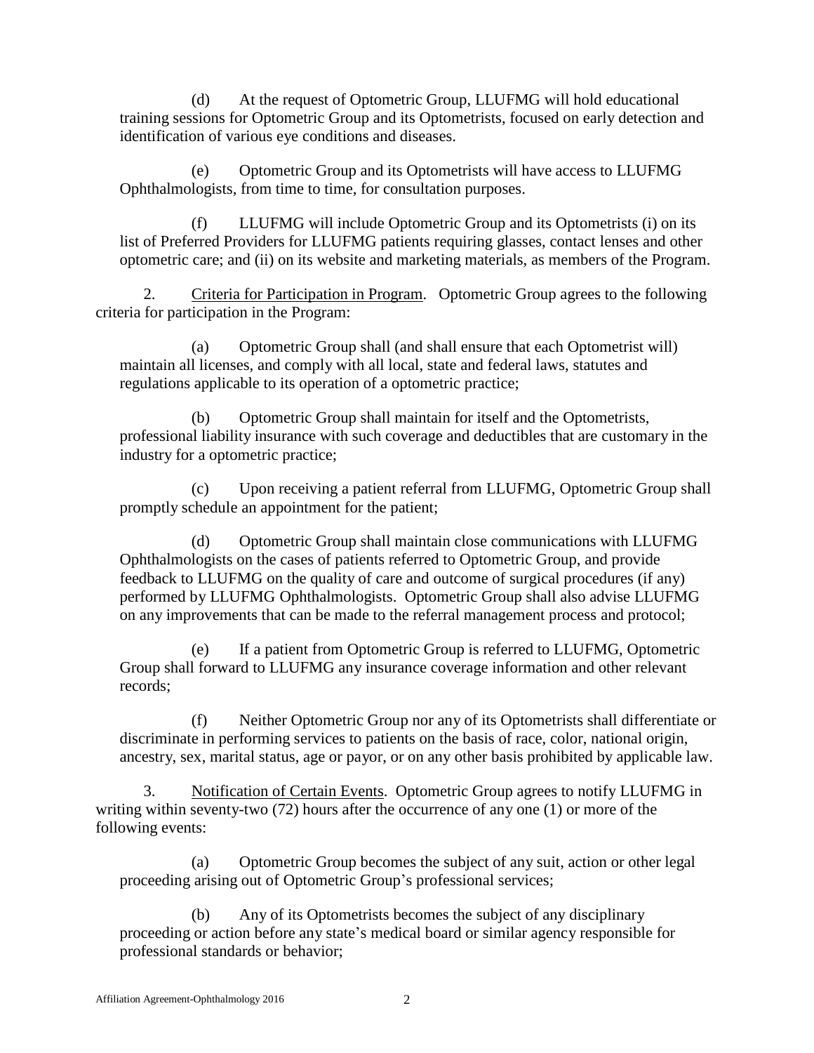(d) At the request of Optometric Group, LLUFMG will hold educational training sessions for Optometric Group and its Optometrists, focused on early detection and identification of various eye conditions and diseases.

(e) Optometric Group and its Optometrists will have access to LLUFMG Ophthalmologists, from time to time, for consultation purposes.

(f) LLUFMG will include Optometric Group and its Optometrists (i) on its list of Preferred Providers for LLUFMG patients requiring glasses, contact lenses and other optometric care; and (ii) on its website and marketing materials, as members of the Program.

2. Criteria for Participation in Program. Optometric Group agrees to the following criteria for participation in the Program:

(a) Optometric Group shall (and shall ensure that each Optometrist will) maintain all licenses, and comply with all local, state and federal laws, statutes and regulations applicable to its operation of a optometric practice;

(b) Optometric Group shall maintain for itself and the Optometrists, professional liability insurance with such coverage and deductibles that are customary in the industry for a optometric practice;

(c) Upon receiving a patient referral from LLUFMG, Optometric Group shall promptly schedule an appointment for the patient;

(d) Optometric Group shall maintain close communications with LLUFMG Ophthalmologists on the cases of patients referred to Optometric Group, and provide feedback to LLUFMG on the quality of care and outcome of surgical procedures (if any) performed by LLUFMG Ophthalmologists. Optometric Group shall also advise LLUFMG on any improvements that can be made to the referral management process and protocol;

(e) If a patient from Optometric Group is referred to LLUFMG, Optometric Group shall forward to LLUFMG any insurance coverage information and other relevant records;

(f) Neither Optometric Group nor any of its Optometrists shall differentiate or discriminate in performing services to patients on the basis of race, color, national origin, ancestry, sex, marital status, age or payor, or on any other basis prohibited by applicable law.

3. Notification of Certain Events. Optometric Group agrees to notify LLUFMG in writing within seventy-two (72) hours after the occurrence of any one (1) or more of the following events:

(a) Optometric Group becomes the subject of any suit, action or other legal proceeding arising out of Optometric Group's professional services;

(b) Any of its Optometrists becomes the subject of any disciplinary proceeding or action before any state's medical board or similar agency responsible for professional standards or behavior;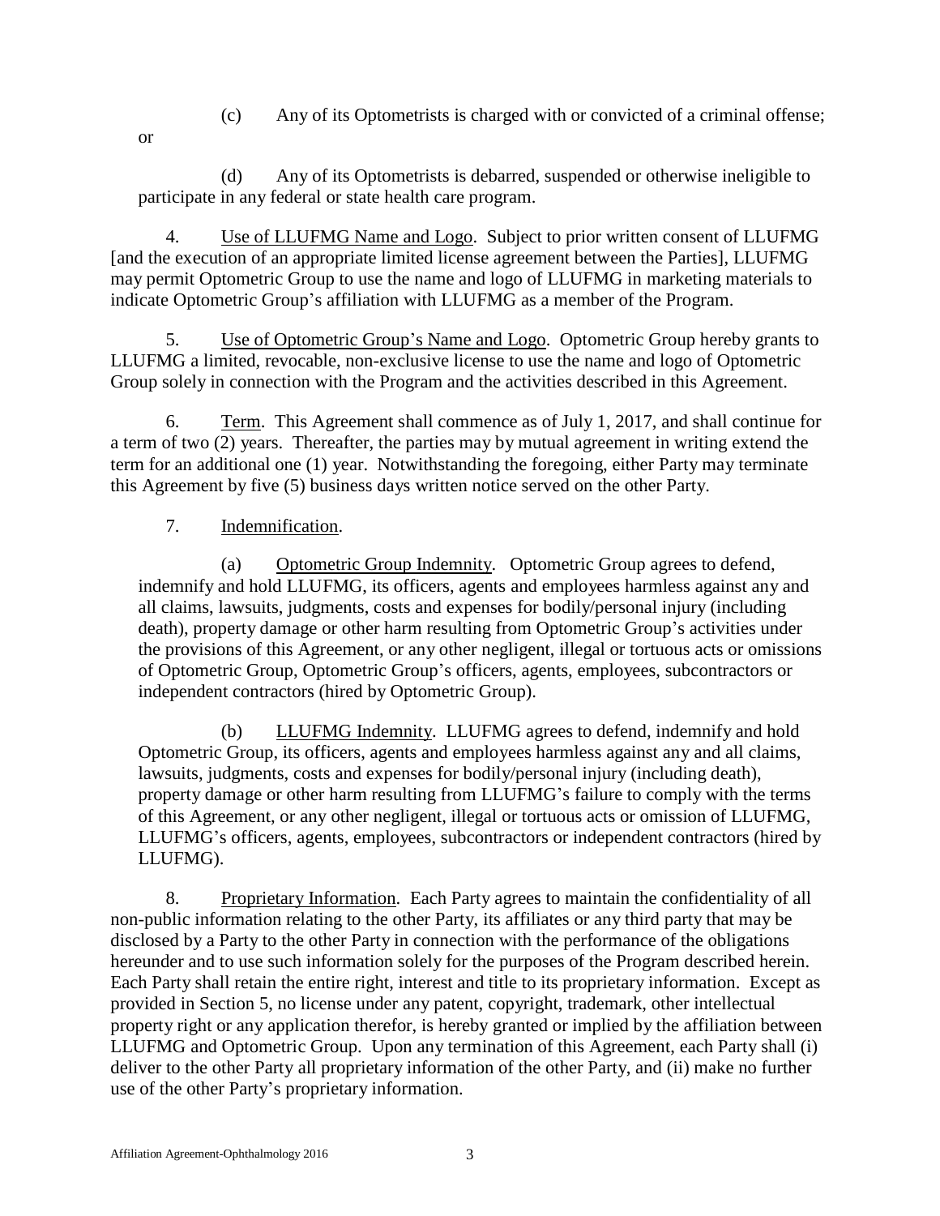(c) Any of its Optometrists is charged with or convicted of a criminal offense; or

(d) Any of its Optometrists is debarred, suspended or otherwise ineligible to participate in any federal or state health care program.

4. Use of LLUFMG Name and Logo. Subject to prior written consent of LLUFMG [and the execution of an appropriate limited license agreement between the Parties], LLUFMG may permit Optometric Group to use the name and logo of LLUFMG in marketing materials to indicate Optometric Group's affiliation with LLUFMG as a member of the Program.

5. Use of Optometric Group's Name and Logo. Optometric Group hereby grants to LLUFMG a limited, revocable, non-exclusive license to use the name and logo of Optometric Group solely in connection with the Program and the activities described in this Agreement.

6. Term. This Agreement shall commence as of July 1, 2017, and shall continue for a term of two (2) years. Thereafter, the parties may by mutual agreement in writing extend the term for an additional one (1) year. Notwithstanding the foregoing, either Party may terminate this Agreement by five (5) business days written notice served on the other Party.

7. Indemnification.

(a) Optometric Group Indemnity. Optometric Group agrees to defend, indemnify and hold LLUFMG, its officers, agents and employees harmless against any and all claims, lawsuits, judgments, costs and expenses for bodily/personal injury (including death), property damage or other harm resulting from Optometric Group's activities under the provisions of this Agreement, or any other negligent, illegal or tortuous acts or omissions of Optometric Group, Optometric Group's officers, agents, employees, subcontractors or independent contractors (hired by Optometric Group).

(b) LLUFMG Indemnity. LLUFMG agrees to defend, indemnify and hold Optometric Group, its officers, agents and employees harmless against any and all claims, lawsuits, judgments, costs and expenses for bodily/personal injury (including death), property damage or other harm resulting from LLUFMG's failure to comply with the terms of this Agreement, or any other negligent, illegal or tortuous acts or omission of LLUFMG, LLUFMG's officers, agents, employees, subcontractors or independent contractors (hired by LLUFMG).

8. Proprietary Information. Each Party agrees to maintain the confidentiality of all non-public information relating to the other Party, its affiliates or any third party that may be disclosed by a Party to the other Party in connection with the performance of the obligations hereunder and to use such information solely for the purposes of the Program described herein. Each Party shall retain the entire right, interest and title to its proprietary information. Except as provided in Section 5, no license under any patent, copyright, trademark, other intellectual property right or any application therefor, is hereby granted or implied by the affiliation between LLUFMG and Optometric Group. Upon any termination of this Agreement, each Party shall (i) deliver to the other Party all proprietary information of the other Party, and (ii) make no further use of the other Party's proprietary information.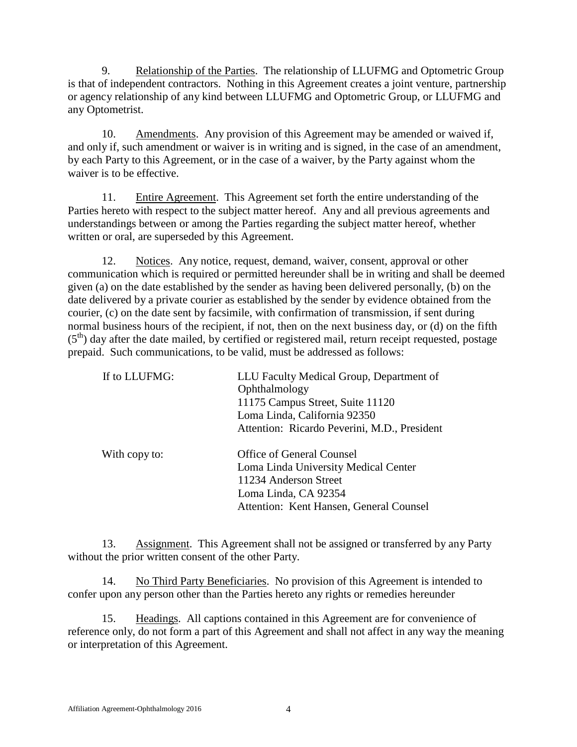9. Relationship of the Parties. The relationship of LLUFMG and Optometric Group is that of independent contractors. Nothing in this Agreement creates a joint venture, partnership or agency relationship of any kind between LLUFMG and Optometric Group, or LLUFMG and any Optometrist.

10. Amendments. Any provision of this Agreement may be amended or waived if, and only if, such amendment or waiver is in writing and is signed, in the case of an amendment, by each Party to this Agreement, or in the case of a waiver, by the Party against whom the waiver is to be effective.

11. Entire Agreement. This Agreement set forth the entire understanding of the Parties hereto with respect to the subject matter hereof. Any and all previous agreements and understandings between or among the Parties regarding the subject matter hereof, whether written or oral, are superseded by this Agreement.

12. Notices. Any notice, request, demand, waiver, consent, approval or other communication which is required or permitted hereunder shall be in writing and shall be deemed given (a) on the date established by the sender as having been delivered personally, (b) on the date delivered by a private courier as established by the sender by evidence obtained from the courier, (c) on the date sent by facsimile, with confirmation of transmission, if sent during normal business hours of the recipient, if not, then on the next business day, or (d) on the fifth (5th) day after the date mailed, by certified or registered mail, return receipt requested, postage prepaid. Such communications, to be valid, must be addressed as follows:

If to LLUFMG:
LLU Faculty Medical Group, Department of Ophthalmology
11175 Campus Street, Suite 11120
Loma Linda, California 92350
Attention: Ricardo Peverini, M.D., President

With copy to:
Office of General Counsel
Loma Linda University Medical Center
11234 Anderson Street
Loma Linda, CA 92354
Attention: Kent Hansen, General Counsel

13. Assignment. This Agreement shall not be assigned or transferred by any Party without the prior written consent of the other Party.

14. No Third Party Beneficiaries. No provision of this Agreement is intended to confer upon any person other than the Parties hereto any rights or remedies hereunder

15. Headings. All captions contained in this Agreement are for convenience of reference only, do not form a part of this Agreement and shall not affect in any way the meaning or interpretation of this Agreement.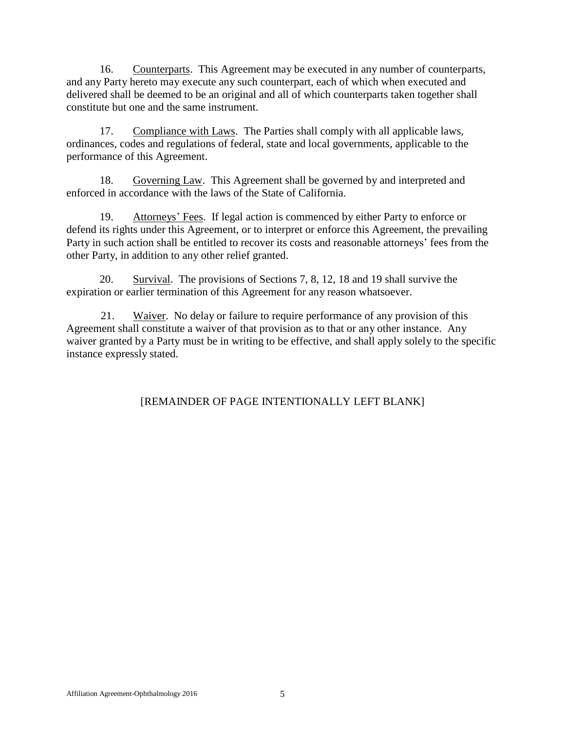16. Counterparts. This Agreement may be executed in any number of counterparts, and any Party hereto may execute any such counterpart, each of which when executed and delivered shall be deemed to be an original and all of which counterparts taken together shall constitute but one and the same instrument.

17. Compliance with Laws. The Parties shall comply with all applicable laws, ordinances, codes and regulations of federal, state and local governments, applicable to the performance of this Agreement.

18. Governing Law. This Agreement shall be governed by and interpreted and enforced in accordance with the laws of the State of California.

19. Attorneys' Fees. If legal action is commenced by either Party to enforce or defend its rights under this Agreement, or to interpret or enforce this Agreement, the prevailing Party in such action shall be entitled to recover its costs and reasonable attorneys' fees from the other Party, in addition to any other relief granted.

20. Survival. The provisions of Sections 7, 8, 12, 18 and 19 shall survive the expiration or earlier termination of this Agreement for any reason whatsoever.

21. Waiver. No delay or failure to require performance of any provision of this Agreement shall constitute a waiver of that provision as to that or any other instance. Any waiver granted by a Party must be in writing to be effective, and shall apply solely to the specific instance expressly stated.

[REMAINDER OF PAGE INTENTIONALLY LEFT BLANK]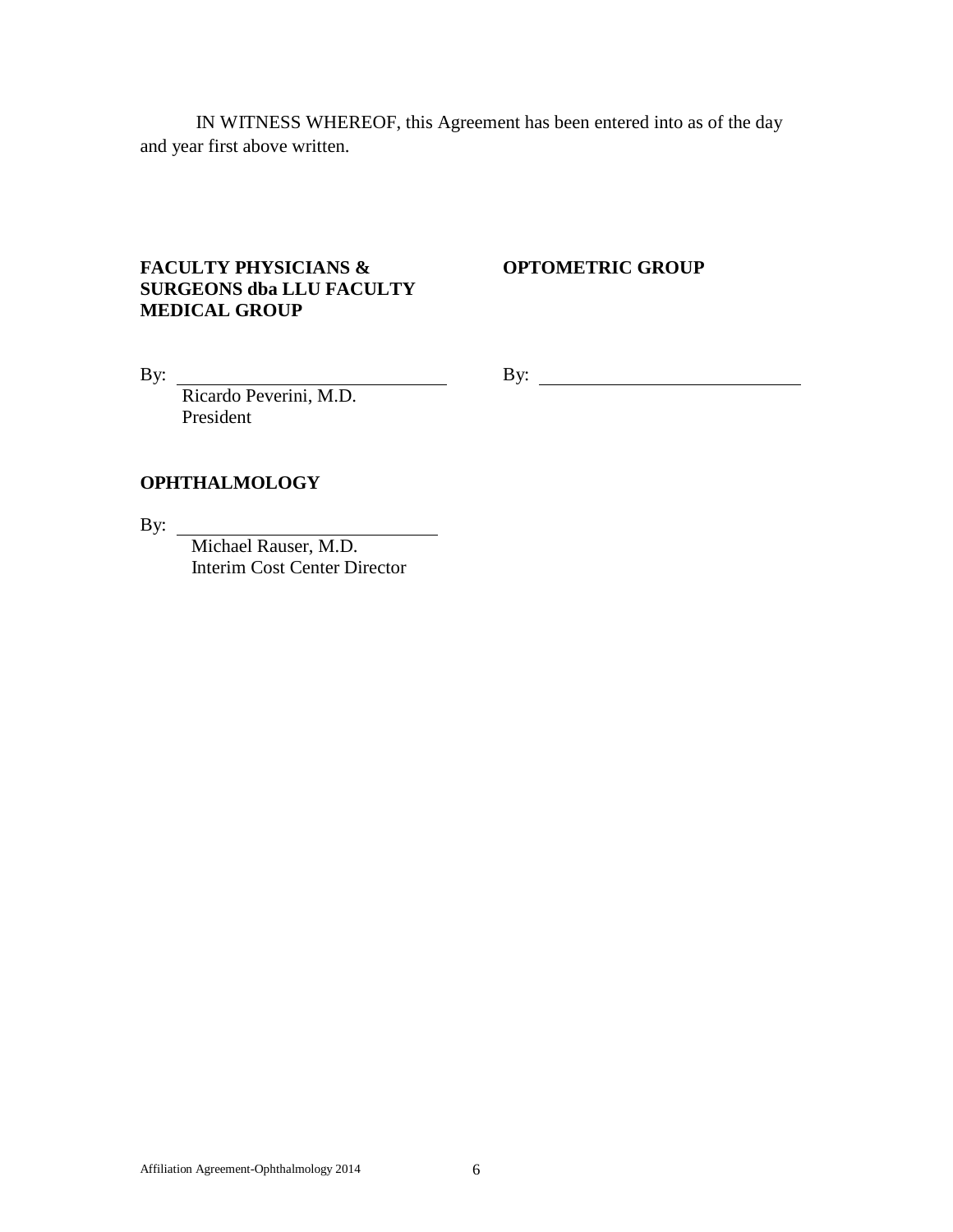IN WITNESS WHEREOF, this Agreement has been entered into as of the day and year first above written.

**FACULTY PHYSICIANS & SURGEONS dba LLU FACULTY MEDICAL GROUP**

By: ______________________________
Ricardo Peverini, M.D.
President

**OPTOMETRIC GROUP**

By: ______________________________

**OPHTHALMOLOGY**

By: ______________________________
Michael Rauser, M.D.
Interim Cost Center Director